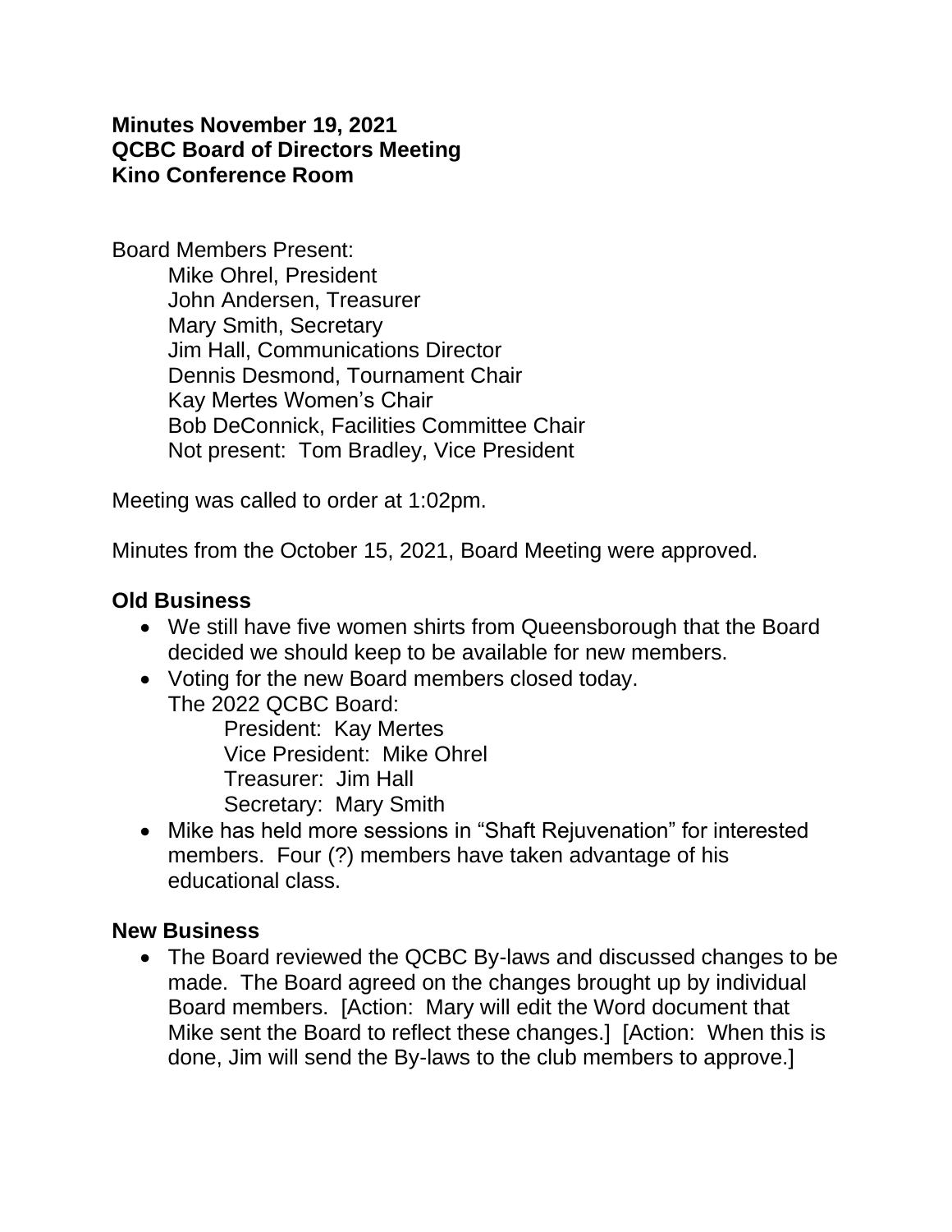**Minutes November 19, 2021**
**QCBC Board of Directors Meeting**
**Kino Conference Room**

Board Members Present:

Mike Ohrel, President
John Andersen, Treasurer
Mary Smith, Secretary
Jim Hall, Communications Director
Dennis Desmond, Tournament Chair
Kay Mertes Women's Chair
Bob DeConnick, Facilities Committee Chair
Not present: Tom Bradley, Vice President

Meeting was called to order at 1:02pm.

Minutes from the October 15, 2021, Board Meeting were approved.

## Old Business

- We still have five women shirts from Queensborough that the Board decided we should keep to be available for new members.
- Voting for the new Board members closed today.
  The 2022 QCBC Board:
  - President: Kay Mertes
  - Vice President: Mike Ohrel
  - Treasurer: Jim Hall
  - Secretary: Mary Smith
- Mike has held more sessions in "Shaft Rejuvenation" for interested members. Four (?) members have taken advantage of his educational class.

## New Business

- The Board reviewed the QCBC By-laws and discussed changes to be made. The Board agreed on the changes brought up by individual Board members. [Action: Mary will edit the Word document that Mike sent the Board to reflect these changes.] [Action: When this is done, Jim will send the By-laws to the club members to approve.]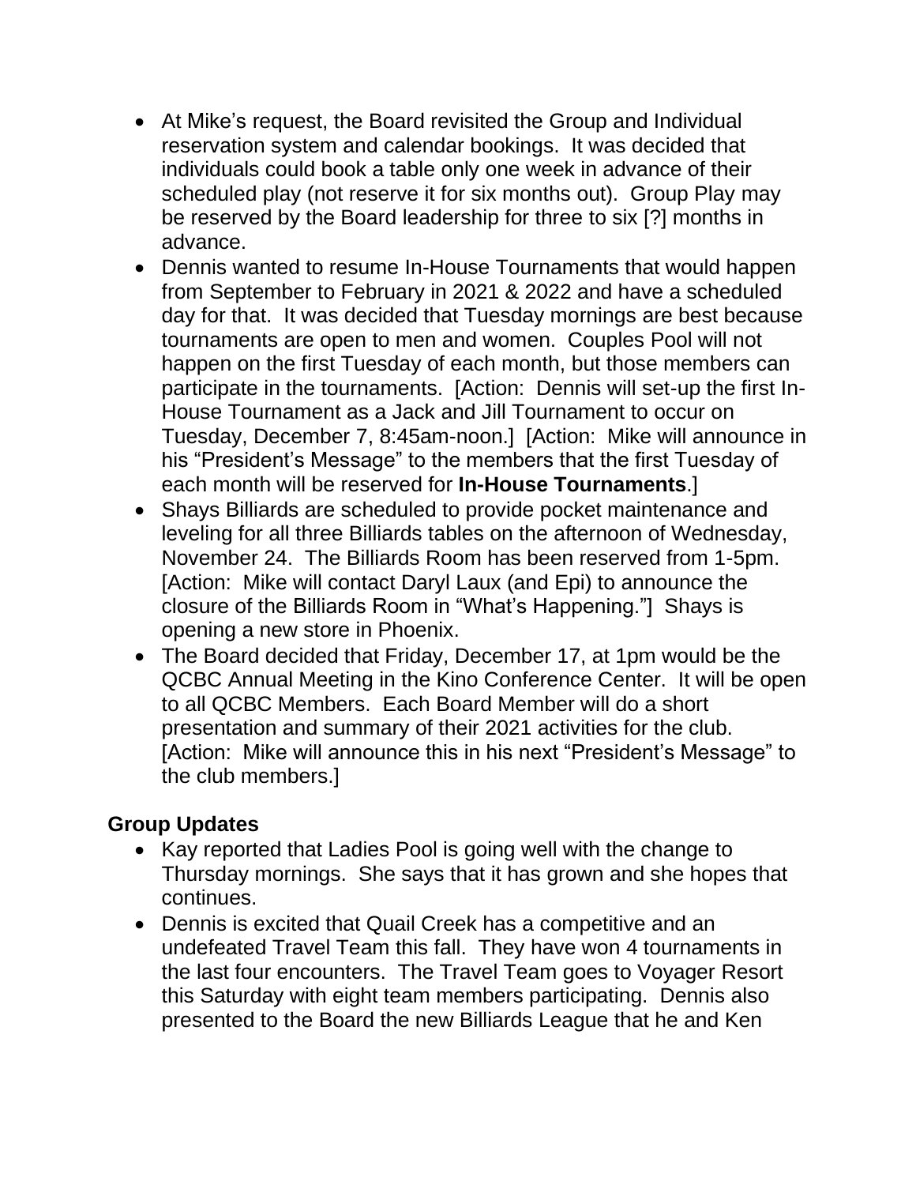- At Mike's request, the Board revisited the Group and Individual reservation system and calendar bookings. It was decided that individuals could book a table only one week in advance of their scheduled play (not reserve it for six months out). Group Play may be reserved by the Board leadership for three to six [?] months in advance.
- Dennis wanted to resume In-House Tournaments that would happen from September to February in 2021 & 2022 and have a scheduled day for that. It was decided that Tuesday mornings are best because tournaments are open to men and women. Couples Pool will not happen on the first Tuesday of each month, but those members can participate in the tournaments. [Action: Dennis will set-up the first In-House Tournament as a Jack and Jill Tournament to occur on Tuesday, December 7, 8:45am-noon.] [Action: Mike will announce in his "President's Message" to the members that the first Tuesday of each month will be reserved for **In-House Tournaments**.]
- Shays Billiards are scheduled to provide pocket maintenance and leveling for all three Billiards tables on the afternoon of Wednesday, November 24. The Billiards Room has been reserved from 1-5pm. [Action: Mike will contact Daryl Laux (and Epi) to announce the closure of the Billiards Room in "What's Happening."] Shays is opening a new store in Phoenix.
- The Board decided that Friday, December 17, at 1pm would be the QCBC Annual Meeting in the Kino Conference Center. It will be open to all QCBC Members. Each Board Member will do a short presentation and summary of their 2021 activities for the club. [Action: Mike will announce this in his next "President's Message" to the club members.]

## Group Updates

- Kay reported that Ladies Pool is going well with the change to Thursday mornings. She says that it has grown and she hopes that continues.
- Dennis is excited that Quail Creek has a competitive and an undefeated Travel Team this fall. They have won 4 tournaments in the last four encounters. The Travel Team goes to Voyager Resort this Saturday with eight team members participating. Dennis also presented to the Board the new Billiards League that he and Ken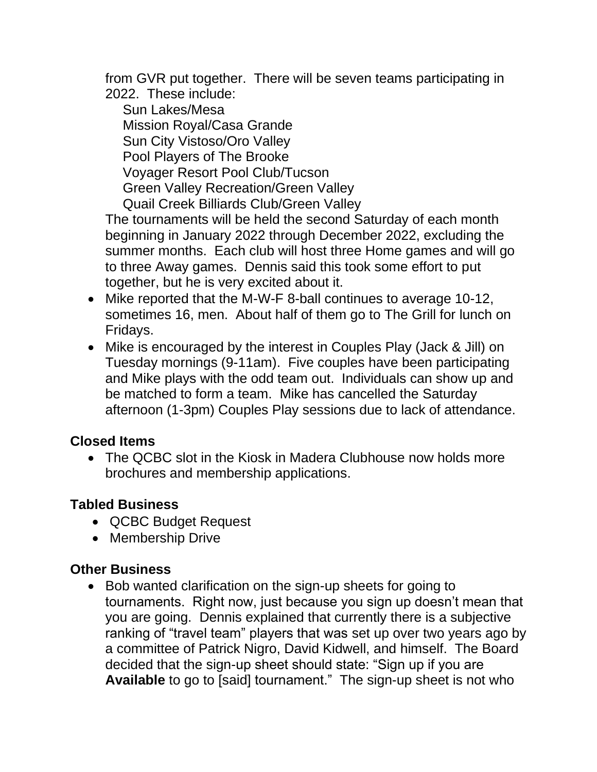from GVR put together. There will be seven teams participating in 2022. These include:

Sun Lakes/Mesa
Mission Royal/Casa Grande
Sun City Vistoso/Oro Valley
Pool Players of The Brooke
Voyager Resort Pool Club/Tucson
Green Valley Recreation/Green Valley
Quail Creek Billiards Club/Green Valley

The tournaments will be held the second Saturday of each month beginning in January 2022 through December 2022, excluding the summer months. Each club will host three Home games and will go to three Away games. Dennis said this took some effort to put together, but he is very excited about it.

- Mike reported that the M-W-F 8-ball continues to average 10-12, sometimes 16, men. About half of them go to The Grill for lunch on Fridays.
- Mike is encouraged by the interest in Couples Play (Jack & Jill) on Tuesday mornings (9-11am). Five couples have been participating and Mike plays with the odd team out. Individuals can show up and be matched to form a team. Mike has cancelled the Saturday afternoon (1-3pm) Couples Play sessions due to lack of attendance.

## Closed Items

- The QCBC slot in the Kiosk in Madera Clubhouse now holds more brochures and membership applications.

## Tabled Business

- QCBC Budget Request
- Membership Drive

## Other Business

- Bob wanted clarification on the sign-up sheets for going to tournaments. Right now, just because you sign up doesn't mean that you are going. Dennis explained that currently there is a subjective ranking of "travel team" players that was set up over two years ago by a committee of Patrick Nigro, David Kidwell, and himself. The Board decided that the sign-up sheet should state: "Sign up if you are **Available** to go to [said] tournament." The sign-up sheet is not who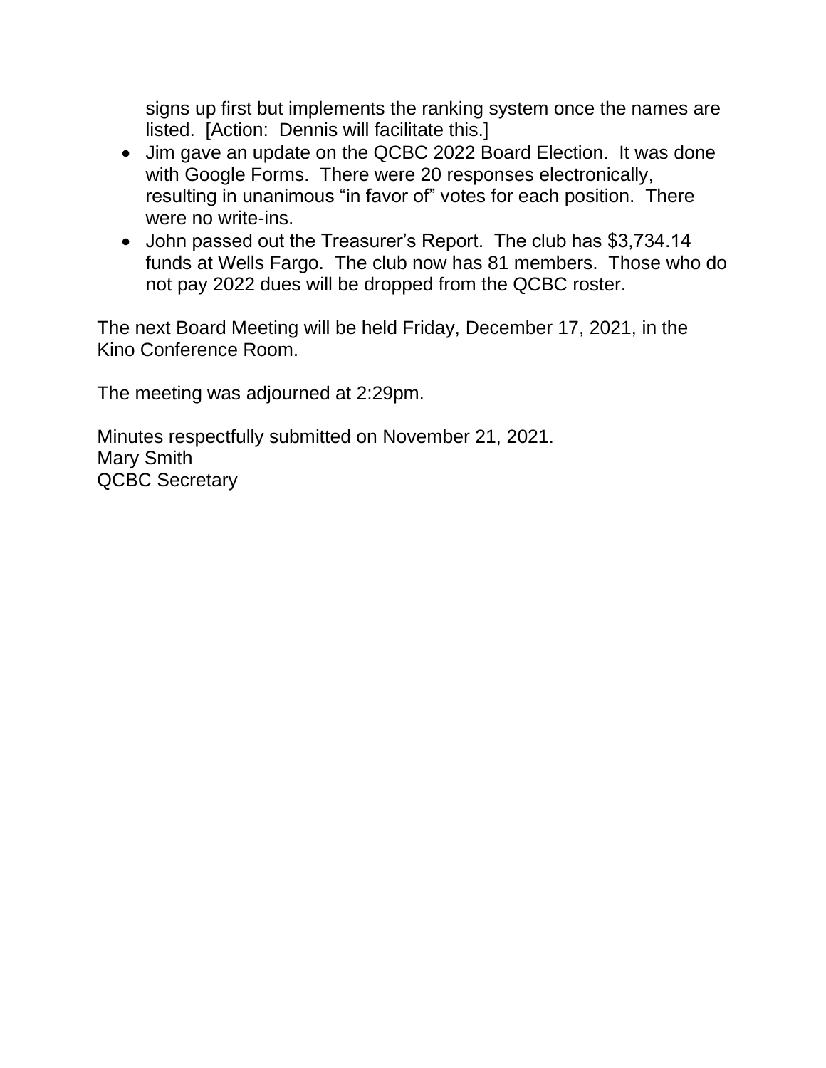signs up first but implements the ranking system once the names are listed. [Action: Dennis will facilitate this.]

- Jim gave an update on the QCBC 2022 Board Election. It was done with Google Forms. There were 20 responses electronically, resulting in unanimous "in favor of" votes for each position. There were no write-ins.
- John passed out the Treasurer's Report. The club has $3,734.14 funds at Wells Fargo. The club now has 81 members. Those who do not pay 2022 dues will be dropped from the QCBC roster.

The next Board Meeting will be held Friday, December 17, 2021, in the Kino Conference Room.

The meeting was adjourned at 2:29pm.

Minutes respectfully submitted on November 21, 2021.
Mary Smith
QCBC Secretary